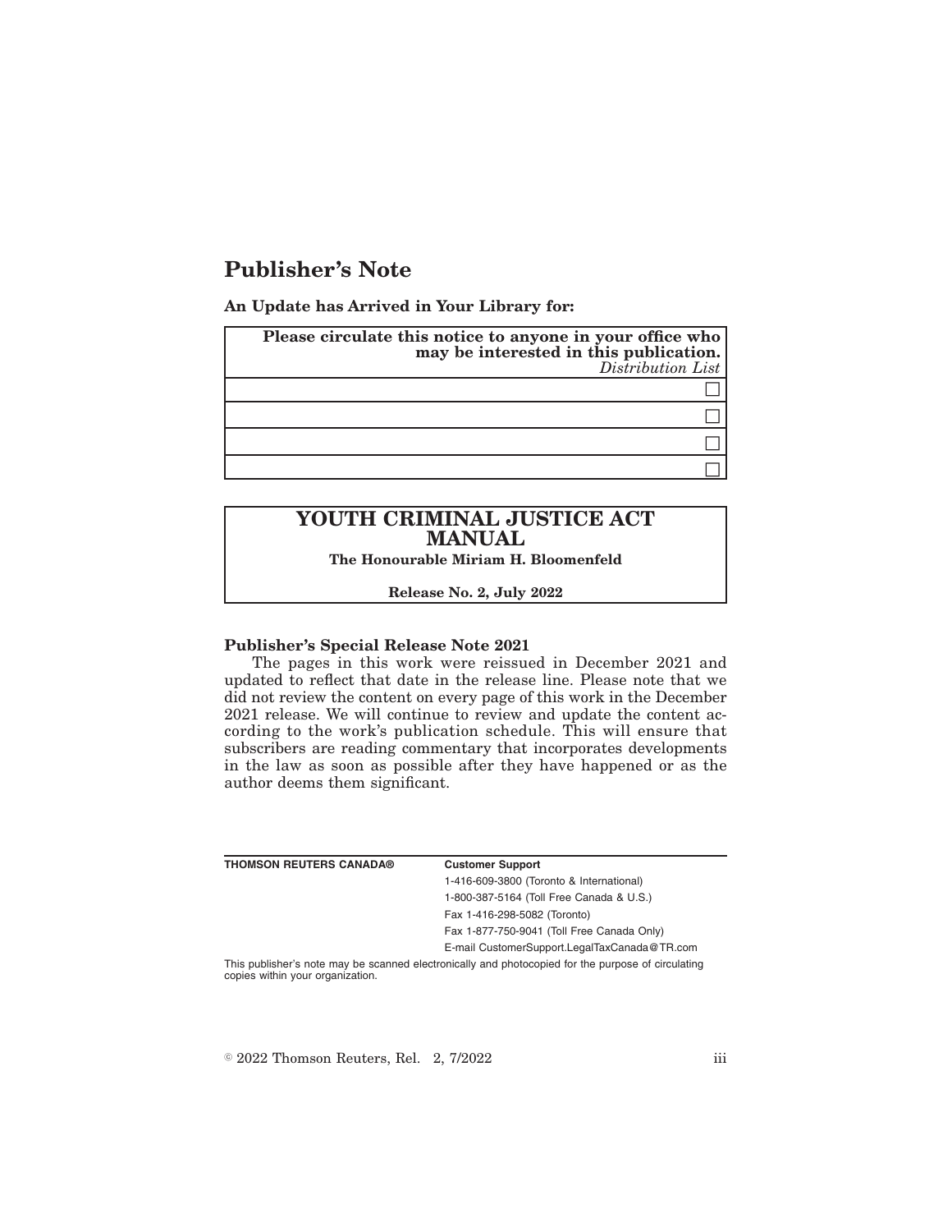# Publisher's Note

**An Update has Arrived in Your Library for:**

| **Please circulate this notice to anyone in your office who may be interested in this publication.** *Distribution List* |
|---|
| ☐ |
| ☐ |
| ☐ |
| ☐ |

## YOUTH CRIMINAL JUSTICE ACT MANUAL

**The Honourable Miriam H. Bloomenfeld**

**Release No. 2, July 2022**

**Publisher's Special Release Note 2021**

The pages in this work were reissued in December 2021 and updated to reflect that date in the release line. Please note that we did not review the content on every page of this work in the December 2021 release. We will continue to review and update the content according to the work's publication schedule. This will ensure that subscribers are reading commentary that incorporates developments in the law as soon as possible after they have happened or as the author deems them significant.

**THOMSON REUTERS CANADA®**

**Customer Support**

1-416-609-3800 (Toronto & International)

1-800-387-5164 (Toll Free Canada & U.S.)

Fax 1-416-298-5082 (Toronto)

Fax 1-877-750-9041 (Toll Free Canada Only)

E-mail CustomerSupport.LegalTaxCanada@TR.com

This publisher's note may be scanned electronically and photocopied for the purpose of circulating copies within your organization.

© 2022 Thomson Reuters, Rel. 2, 7/2022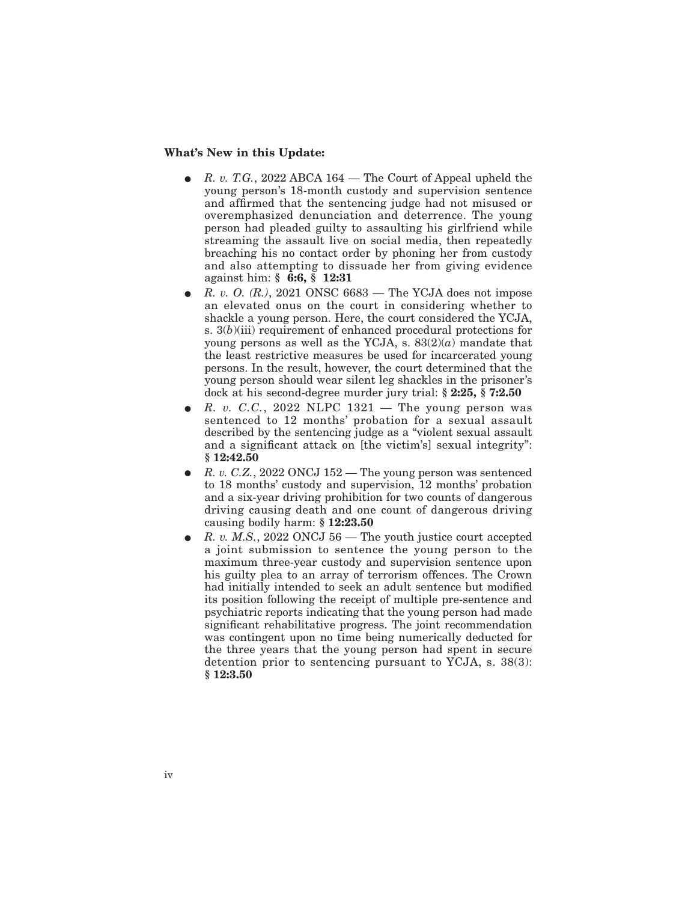**What's New in this Update:**

- *R. v. T.G.*, 2022 ABCA 164 — The Court of Appeal upheld the young person's 18-month custody and supervision sentence and affirmed that the sentencing judge had not misused or overemphasized denunciation and deterrence. The young person had pleaded guilty to assaulting his girlfriend while streaming the assault live on social media, then repeatedly breaching his no contact order by phoning her from custody and also attempting to dissuade her from giving evidence against him: **§ 6:6, § 12:31**
- *R. v. O. (R.)*, 2021 ONSC 6683 — The YCJA does not impose an elevated onus on the court in considering whether to shackle a young person. Here, the court considered the YCJA, s. 3(*b*)(iii) requirement of enhanced procedural protections for young persons as well as the YCJA, s. 83(2)(*a*) mandate that the least restrictive measures be used for incarcerated young persons. In the result, however, the court determined that the young person should wear silent leg shackles in the prisoner's dock at his second-degree murder jury trial: **§ 2:25, § 7:2.50**
- *R. v. C.C.*, 2022 NLPC 1321 — The young person was sentenced to 12 months' probation for a sexual assault described by the sentencing judge as a "violent sexual assault and a significant attack on [the victim's] sexual integrity": **§ 12:42.50**
- *R. v. C.Z.*, 2022 ONCJ 152 — The young person was sentenced to 18 months' custody and supervision, 12 months' probation and a six-year driving prohibition for two counts of dangerous driving causing death and one count of dangerous driving causing bodily harm: **§ 12:23.50**
- *R. v. M.S.*, 2022 ONCJ 56 — The youth justice court accepted a joint submission to sentence the young person to the maximum three-year custody and supervision sentence upon his guilty plea to an array of terrorism offences. The Crown had initially intended to seek an adult sentence but modified its position following the receipt of multiple pre-sentence and psychiatric reports indicating that the young person had made significant rehabilitative progress. The joint recommendation was contingent upon no time being numerically deducted for the three years that the young person had spent in secure detention prior to sentencing pursuant to YCJA, s. 38(3): **§ 12:3.50**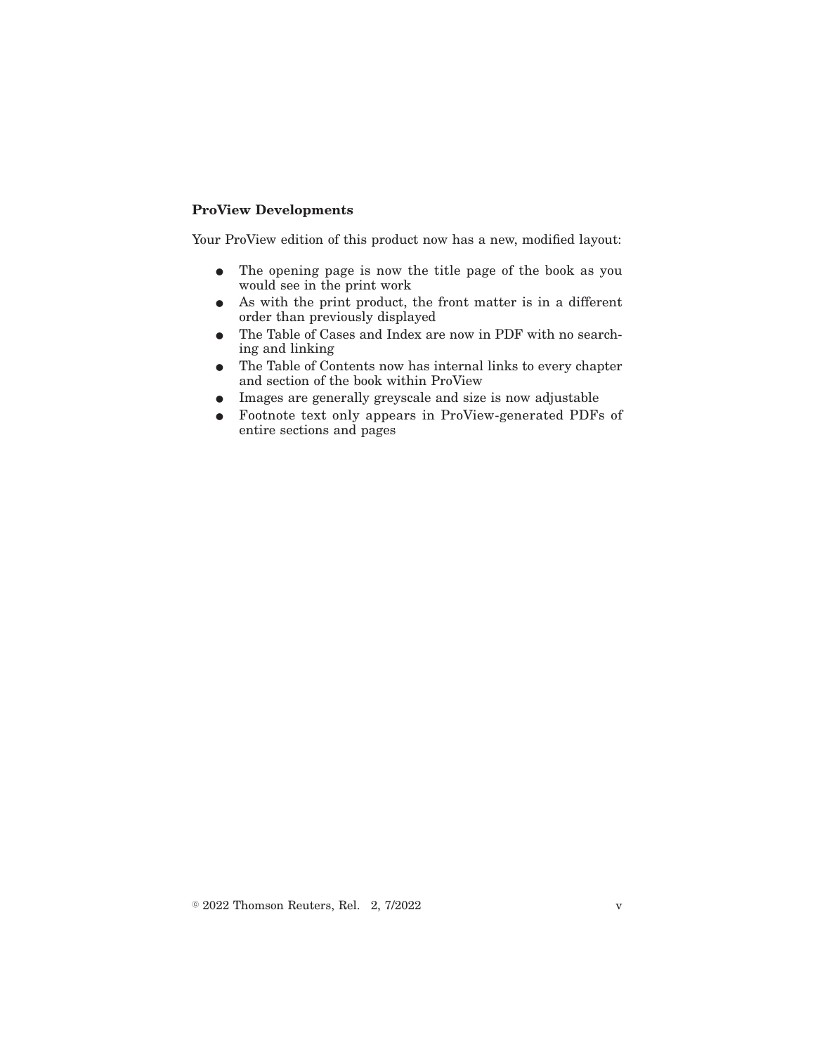**ProView Developments**

Your ProView edition of this product now has a new, modified layout:

- The opening page is now the title page of the book as you would see in the print work
- As with the print product, the front matter is in a different order than previously displayed
- The Table of Cases and Index are now in PDF with no searching and linking
- The Table of Contents now has internal links to every chapter and section of the book within ProView
- Images are generally greyscale and size is now adjustable
- Footnote text only appears in ProView-generated PDFs of entire sections and pages

© 2022 Thomson Reuters, Rel. 2, 7/2022